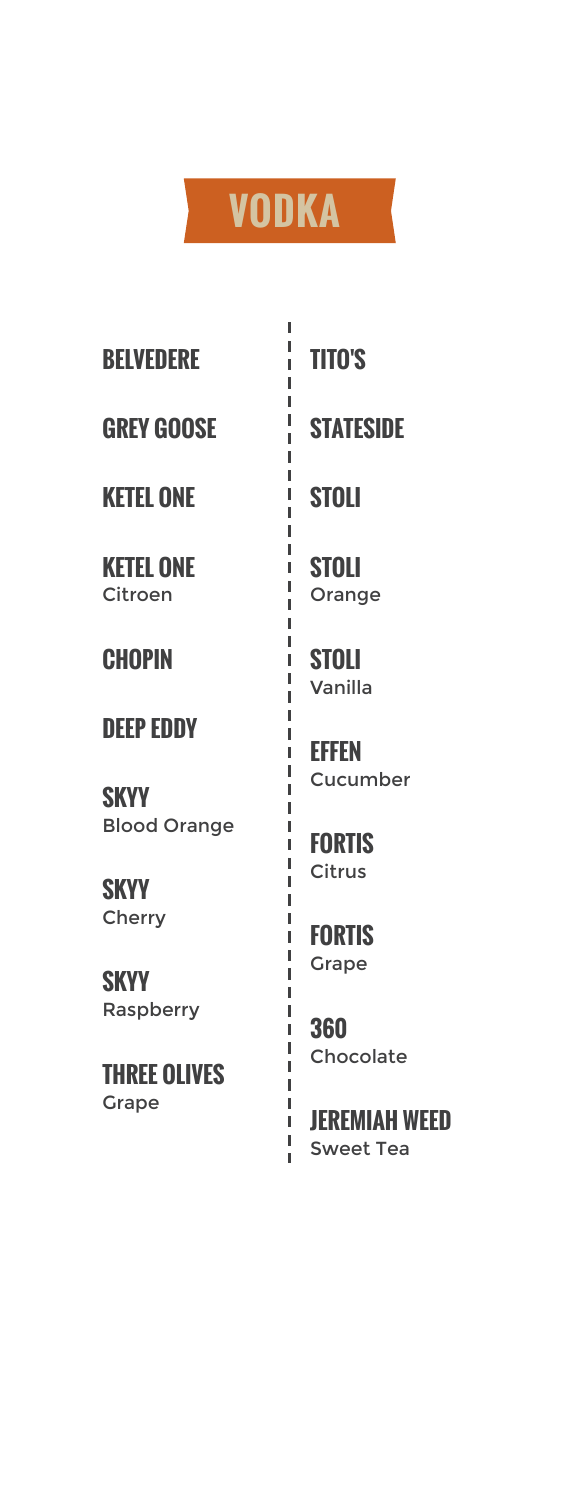# VODKA

**BELVEDERE**

**GREY GOOSE**

**KETEL ONE**

**KETEL ONE**
Citroen

**CHOPIN**

**DEEP EDDY**

**SKYY**
Blood Orange

**SKYY**
Cherry

**SKYY**
Raspberry

**THREE OLIVES**
Grape

**TITO'S**

**STATESIDE**

**STOLI**

**STOLI**
Orange

**STOLI**
Vanilla

**EFFEN**
Cucumber

**FORTIS**
Citrus

**FORTIS**
Grape

**360**
Chocolate

**JEREMIAH WEED**
Sweet Tea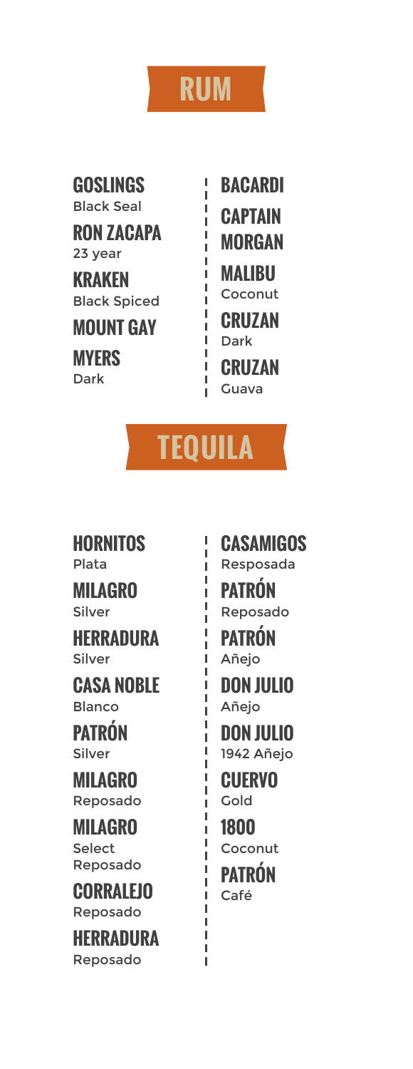# RUM

**GOSLINGS**
Black Seal

**RON ZACAPA**
23 year

**KRAKEN**
Black Spiced

**MOUNT GAY**

**MYERS**
Dark

**BACARDI**

**CAPTAIN MORGAN**

**MALIBU**
Coconut

**CRUZAN**
Dark

**CRUZAN**
Guava

# TEQUILA

**HORNITOS**
Plata

**MILAGRO**
Silver

**HERRADURA**
Silver

**CASA NOBLE**
Blanco

**PATRÓN**
Silver

**MILAGRO**
Reposado

**MILAGRO**
Select Reposado

**CORRALEJO**
Reposado

**HERRADURA**
Reposado

**CASAMIGOS**
Resposada

**PATRÓN**
Reposado

**PATRÓN**
Añejo

**DON JULIO**
Añejo

**DON JULIO**
1942 Añejo

**CUERVO**
Gold

**1800**
Coconut

**PATRÓN**
Café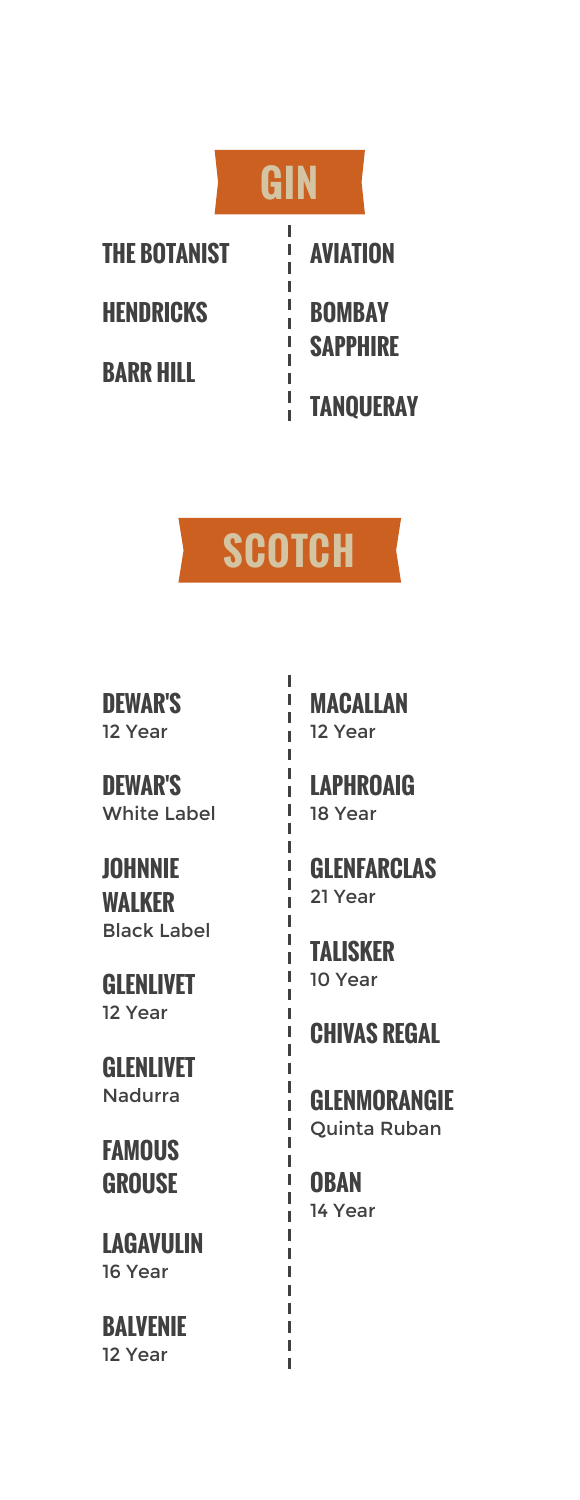# GIN

**THE BOTANIST**

**HENDRICKS**

**BARR HILL**

**AVIATION**

**BOMBAY SAPPHIRE**

**TANQUERAY**

# SCOTCH

**DEWAR'S**
12 Year

**DEWAR'S**
White Label

**JOHNNIE WALKER**
Black Label

**GLENLIVET**
12 Year

**GLENLIVET**
Nadurra

**FAMOUS GROUSE**

**LAGAVULIN**
16 Year

**BALVENIE**
12 Year

**MACALLAN**
12 Year

**LAPHROAIG**
18 Year

**GLENFARCLAS**
21 Year

**TALISKER**
10 Year

**CHIVAS REGAL**

**GLENMORANGIE**
Quinta Ruban

**OBAN**
14 Year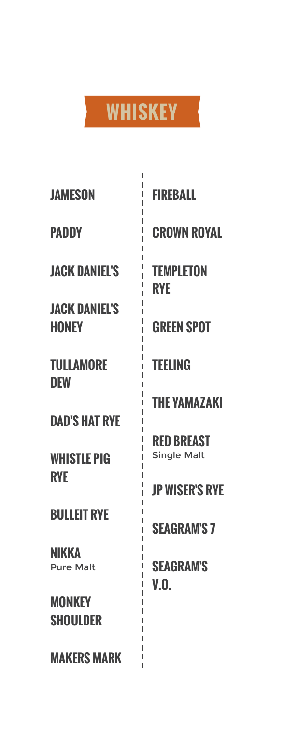# WHISKEY

- JAMESON
- PADDY
- JACK DANIEL'S
- JACK DANIEL'S HONEY
- TULLAMORE DEW
- DAD'S HAT RYE
- WHISTLE PIG RYE
- BULLEIT RYE
- NIKKA
  Pure Malt
- MONKEY SHOULDER
- MAKERS MARK
- FIREBALL
- CROWN ROYAL
- TEMPLETON RYE
- GREEN SPOT
- TEELING
- THE YAMAZAKI
- RED BREAST
  Single Malt
- JP WISER'S RYE
- SEAGRAM'S 7
- SEAGRAM'S V.O.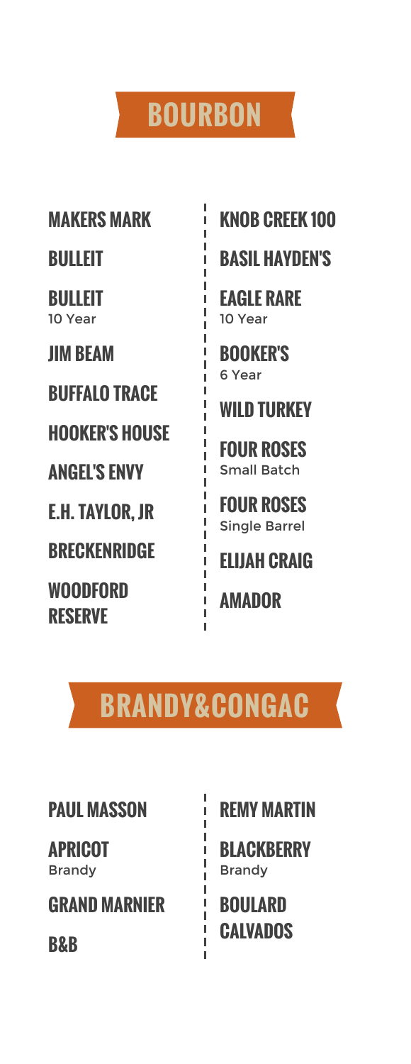# BOURBON

**MAKERS MARK**

**BULLEIT**

**BULLEIT**
10 Year

**JIM BEAM**

**BUFFALO TRACE**

**HOOKER'S HOUSE**

**ANGEL'S ENVY**

**E.H. TAYLOR, JR**

**BRECKENRIDGE**

**WOODFORD RESERVE**

**KNOB CREEK 100**

**BASIL HAYDEN'S**

**EAGLE RARE**
10 Year

**BOOKER'S**
6 Year

**WILD TURKEY**

**FOUR ROSES**
Small Batch

**FOUR ROSES**
Single Barrel

**ELIJAH CRAIG**

**AMADOR**

# BRANDY&CONGAC

**PAUL MASSON**

**APRICOT**
Brandy

**GRAND MARNIER**

**B&B**

**REMY MARTIN**

**BLACKBERRY**
Brandy

**BOULARD CALVADOS**